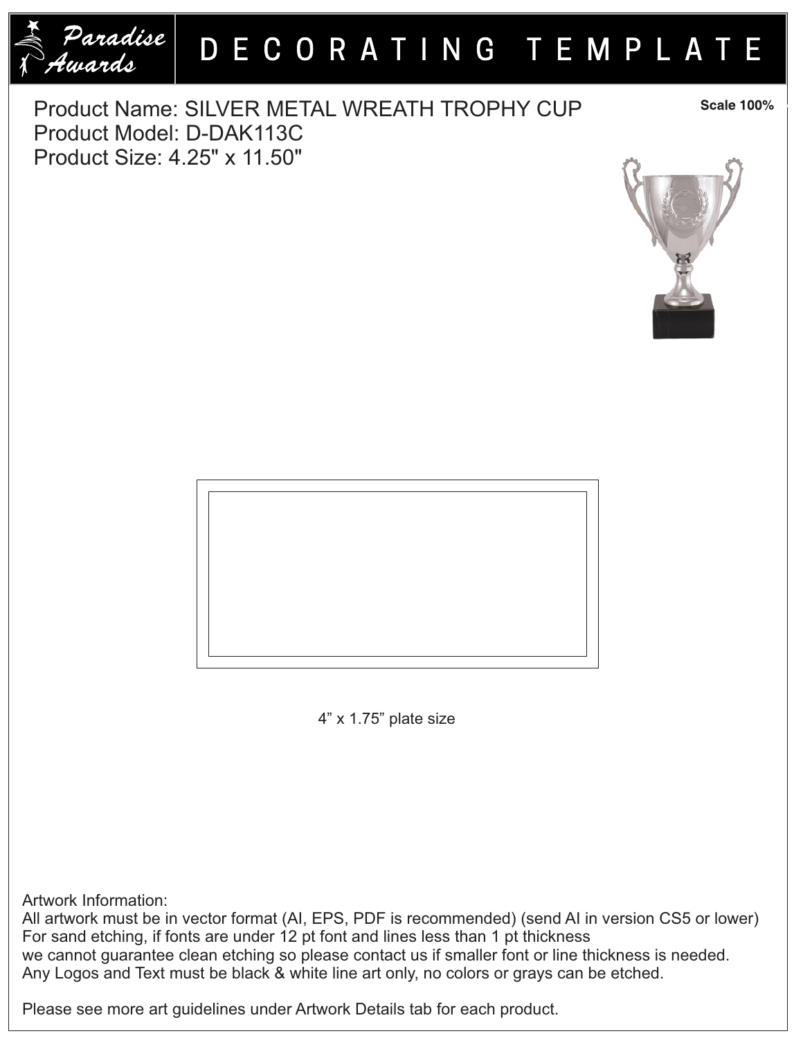# Paradise Awards — DECORATING TEMPLATE

Product Name: SILVER METAL WREATH TROPHY CUP
Product Model: D-DAK113C
Product Size: 4.25" x 11.50"

**Scale 100%**

4” x 1.75” plate size

Artwork Information:
All artwork must be in vector format (AI, EPS, PDF is recommended) (send AI in version CS5 or lower)
For sand etching, if fonts are under 12 pt font and lines less than 1 pt thickness
we cannot guarantee clean etching so please contact us if smaller font or line thickness is needed.
Any Logos and Text must be black & white line art only, no colors or grays can be etched.

Please see more art guidelines under Artwork Details tab for each product.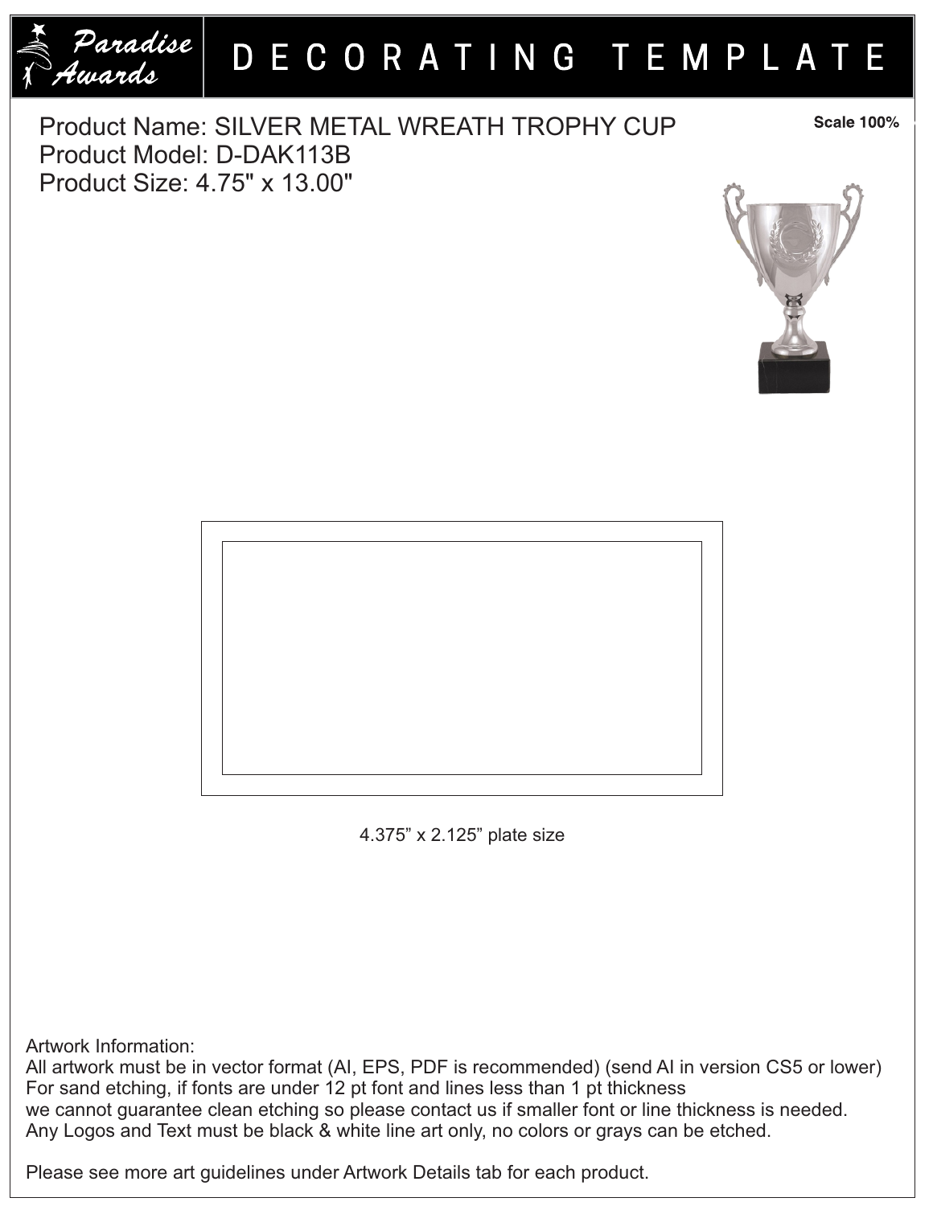# DECORATING TEMPLATE

Paradise Awards

Product Name: SILVER METAL WREATH TROPHY CUP
Product Model: D-DAK113B
Product Size: 4.75" x 13.00"

Scale 100%

4.375” x 2.125” plate size

Artwork Information:
All artwork must be in vector format (AI, EPS, PDF is recommended) (send AI in version CS5 or lower)
For sand etching, if fonts are under 12 pt font and lines less than 1 pt thickness
we cannot guarantee clean etching so please contact us if smaller font or line thickness is needed.
Any Logos and Text must be black & white line art only, no colors or grays can be etched.

Please see more art guidelines under Artwork Details tab for each product.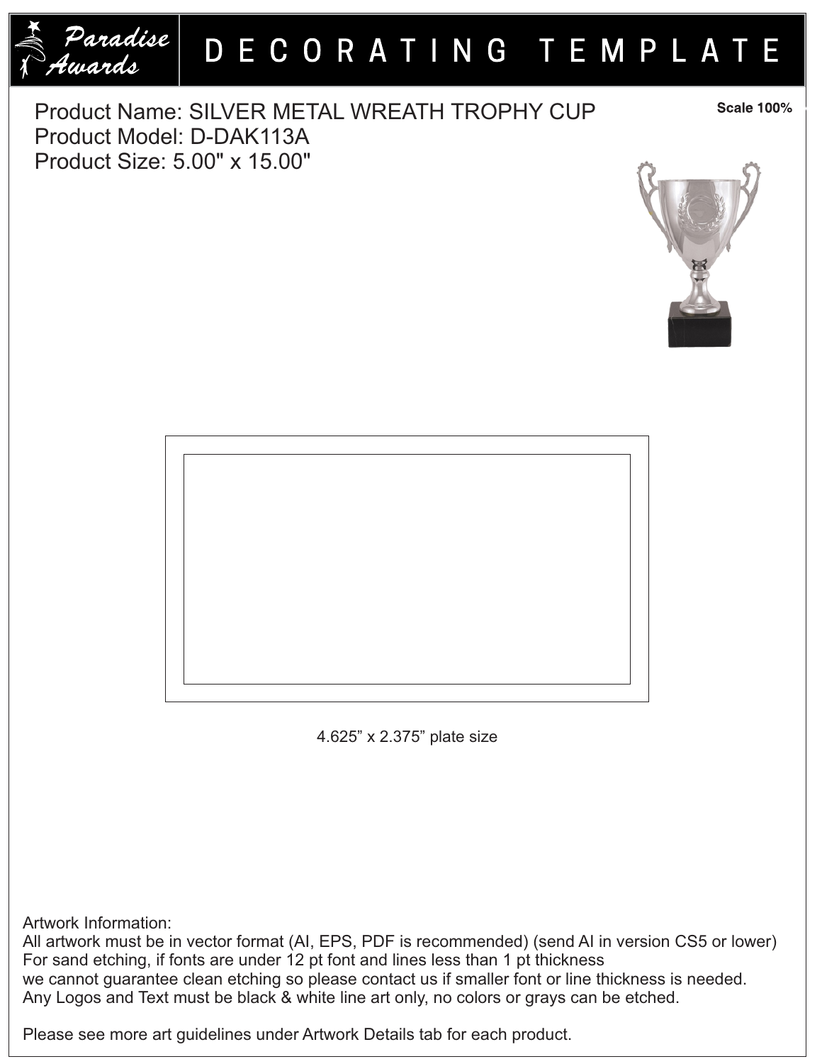# Paradise Awards — DECORATING TEMPLATE

Product Name: SILVER METAL WREATH TROPHY CUP
Product Model: D-DAK113A
Product Size: 5.00" x 15.00"

**Scale 100%**

4.625” x 2.375” plate size

Artwork Information:
All artwork must be in vector format (AI, EPS, PDF is recommended) (send AI in version CS5 or lower)
For sand etching, if fonts are under 12 pt font and lines less than 1 pt thickness
we cannot guarantee clean etching so please contact us if smaller font or line thickness is needed.
Any Logos and Text must be black & white line art only, no colors or grays can be etched.

Please see more art guidelines under Artwork Details tab for each product.